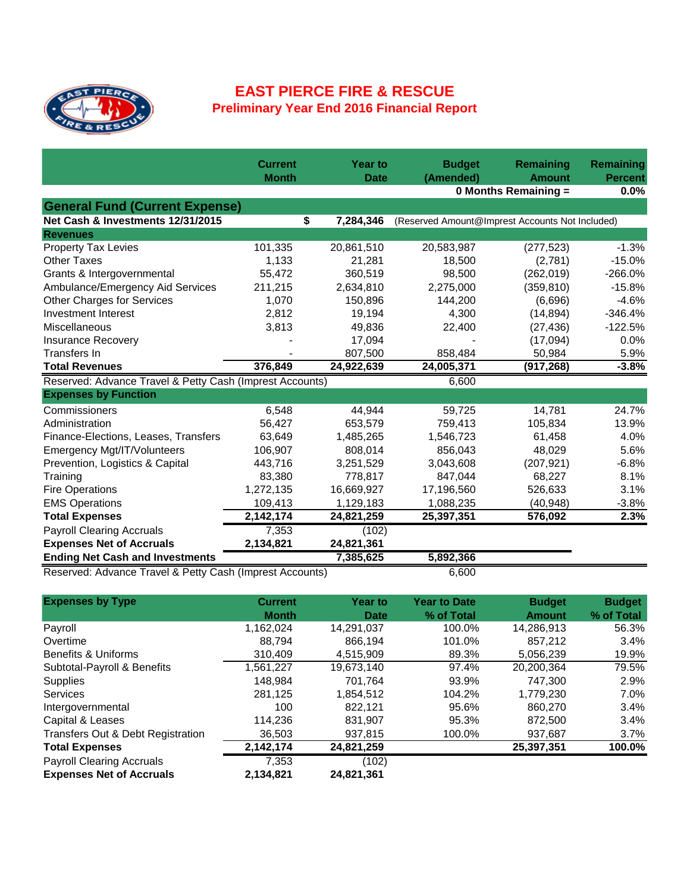# EAST PIERCE FIRE & RESCUE

## Preliminary Year End 2016 Financial Report

| | Current Month | Year to Date | Budget (Amended) | Remaining Amount | Remaining Percent |
|---|---|---|---|---|---|
| | | | | 0 Months Remaining = | 0.0% |
| **General Fund (Current Expense)** | | | | | |
| **Net Cash & Investments 12/31/2015** | $ | **7,284,346** | (Reserved Amount@Imprest Accounts Not Included) | | |
| **Revenues** | | | | | |
| Property Tax Levies | 101,335 | 20,861,510 | 20,583,987 | (277,523) | -1.3% |
| Other Taxes | 1,133 | 21,281 | 18,500 | (2,781) | -15.0% |
| Grants & Intergovernmental | 55,472 | 360,519 | 98,500 | (262,019) | -266.0% |
| Ambulance/Emergency Aid Services | 211,215 | 2,634,810 | 2,275,000 | (359,810) | -15.8% |
| Other Charges for Services | 1,070 | 150,896 | 144,200 | (6,696) | -4.6% |
| Investment Interest | 2,812 | 19,194 | 4,300 | (14,894) | -346.4% |
| Miscellaneous | 3,813 | 49,836 | 22,400 | (27,436) | -122.5% |
| Insurance Recovery | - | 17,094 | - | (17,094) | 0.0% |
| Transfers In | - | 807,500 | 858,484 | 50,984 | 5.9% |
| **Total Revenues** | **376,849** | **24,922,639** | **24,005,371** | **(917,268)** | **-3.8%** |
| Reserved: Advance Travel & Petty Cash (Imprest Accounts) | | | 6,600 | | |
| **Expenses by Function** | | | | | |
| Commissioners | 6,548 | 44,944 | 59,725 | 14,781 | 24.7% |
| Administration | 56,427 | 653,579 | 759,413 | 105,834 | 13.9% |
| Finance-Elections, Leases, Transfers | 63,649 | 1,485,265 | 1,546,723 | 61,458 | 4.0% |
| Emergency Mgt/IT/Volunteers | 106,907 | 808,014 | 856,043 | 48,029 | 5.6% |
| Prevention, Logistics & Capital | 443,716 | 3,251,529 | 3,043,608 | (207,921) | -6.8% |
| Training | 83,380 | 778,817 | 847,044 | 68,227 | 8.1% |
| Fire Operations | 1,272,135 | 16,669,927 | 17,196,560 | 526,633 | 3.1% |
| EMS Operations | 109,413 | 1,129,183 | 1,088,235 | (40,948) | -3.8% |
| **Total Expenses** | **2,142,174** | **24,821,259** | **25,397,351** | **576,092** | **2.3%** |
| Payroll Clearing Accruals | 7,353 | (102) | | | |
| **Expenses Net of Accruals** | **2,134,821** | **24,821,361** | | | |
| **Ending Net Cash and Investments** | | **7,385,625** | **5,892,366** | | |
| Reserved: Advance Travel & Petty Cash (Imprest Accounts) | | | 6,600 | | |

| **Expenses by Type** | Current Month | Year to Date | Year to Date % of Total | Budget Amount | Budget % of Total |
|---|---|---|---|---|---|
| Payroll | 1,162,024 | 14,291,037 | 100.0% | 14,286,913 | 56.3% |
| Overtime | 88,794 | 866,194 | 101.0% | 857,212 | 3.4% |
| Benefits & Uniforms | 310,409 | 4,515,909 | 89.3% | 5,056,239 | 19.9% |
| Subtotal-Payroll & Benefits | 1,561,227 | 19,673,140 | 97.4% | 20,200,364 | 79.5% |
| Supplies | 148,984 | 701,764 | 93.9% | 747,300 | 2.9% |
| Services | 281,125 | 1,854,512 | 104.2% | 1,779,230 | 7.0% |
| Intergovernmental | 100 | 822,121 | 95.6% | 860,270 | 3.4% |
| Capital & Leases | 114,236 | 831,907 | 95.3% | 872,500 | 3.4% |
| Transfers Out & Debt Registration | 36,503 | 937,815 | 100.0% | 937,687 | 3.7% |
| **Total Expenses** | **2,142,174** | **24,821,259** | | **25,397,351** | **100.0%** |
| Payroll Clearing Accruals | 7,353 | (102) | | | |
| **Expenses Net of Accruals** | **2,134,821** | **24,821,361** | | | |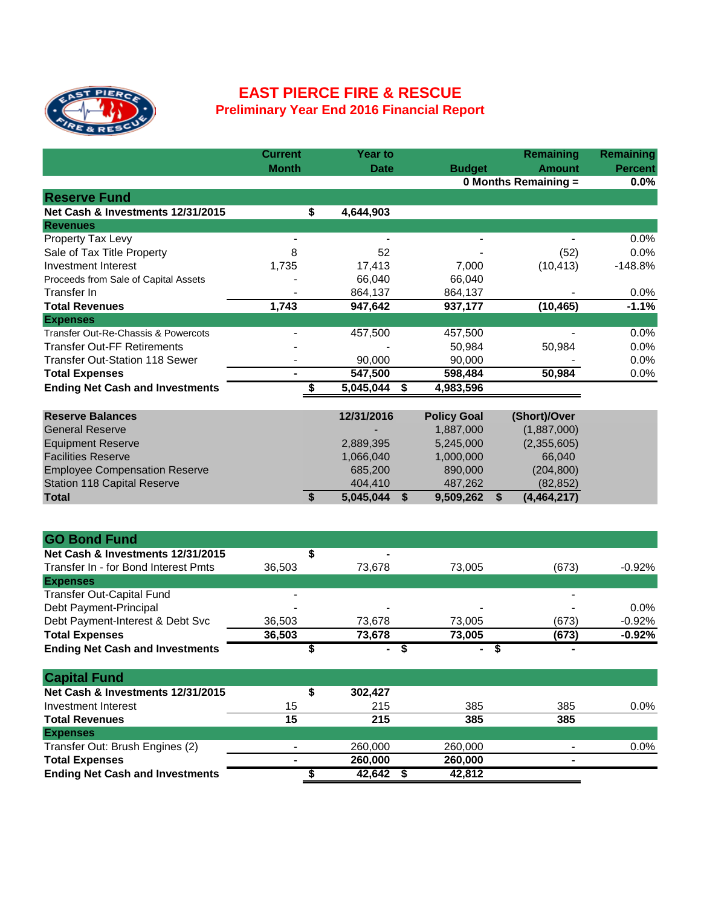# EAST PIERCE FIRE & RESCUE

## Preliminary Year End 2016 Financial Report

| | Current Month | Year to Date | Budget | Remaining Amount | Remaining Percent |
|---|---|---|---|---|---|
| | | | | 0 Months Remaining = | 0.0% |
| **Reserve Fund** | | | | | |
| **Net Cash & Investments 12/31/2015** | | $ 4,644,903 | | | |
| **Revenues** | | | | | |
| Property Tax Levy | - | - | - | - | 0.0% |
| Sale of Tax Title Property | 8 | 52 | - | (52) | 0.0% |
| Investment Interest | 1,735 | 17,413 | 7,000 | (10,413) | -148.8% |
| Proceeds from Sale of Capital Assets | - | 66,040 | 66,040 | | |
| Transfer In | - | 864,137 | 864,137 | - | 0.0% |
| **Total Revenues** | **1,743** | **947,642** | **937,177** | **(10,465)** | **-1.1%** |
| **Expenses** | | | | | |
| Transfer Out-Re-Chassis & Powercots | - | 457,500 | 457,500 | - | 0.0% |
| Transfer Out-FF Retirements | - | - | 50,984 | 50,984 | 0.0% |
| Transfer Out-Station 118 Sewer | - | 90,000 | 90,000 | - | 0.0% |
| **Total Expenses** | **-** | **547,500** | **598,484** | **50,984** | 0.0% |
| **Ending Net Cash and Investments** | | **$ 5,045,044** | **$ 4,983,596** | | |

| Reserve Balances | 12/31/2016 | Policy Goal | (Short)/Over |
|---|---|---|---|
| General Reserve | - | 1,887,000 | (1,887,000) |
| Equipment Reserve | 2,889,395 | 5,245,000 | (2,355,605) |
| Facilities Reserve | 1,066,040 | 1,000,000 | 66,040 |
| Employee Compensation Reserve | 685,200 | 890,000 | (204,800) |
| Station 118 Capital Reserve | 404,410 | 487,262 | (82,852) |
| **Total** | **$ 5,045,044** | **$ 9,509,262** | **$ (4,464,217)** |

| | Current Month | Year to Date | Budget | Remaining Amount | Remaining Percent |
|---|---|---|---|---|---|
| **GO Bond Fund** | | | | | |
| **Net Cash & Investments 12/31/2015** | | $ - | | | |
| Transfer In - for Bond Interest Pmts | 36,503 | 73,678 | 73,005 | (673) | -0.92% |
| **Expenses** | | | | | |
| Transfer Out-Capital Fund | - | | | - | |
| Debt Payment-Principal | - | - | - | - | 0.0% |
| Debt Payment-Interest & Debt Svc | 36,503 | 73,678 | 73,005 | (673) | -0.92% |
| **Total Expenses** | **36,503** | **73,678** | **73,005** | **(673)** | **-0.92%** |
| **Ending Net Cash and Investments** | | **$ -** | **$ -** | **$ -** | |
| **Capital Fund** | | | | | |
| **Net Cash & Investments 12/31/2015** | | **$ 302,427** | | | |
| Investment Interest | 15 | 215 | 385 | 385 | 0.0% |
| **Total Revenues** | **15** | **215** | **385** | **385** | |
| **Expenses** | | | | | |
| Transfer Out: Brush Engines (2) | - | 260,000 | 260,000 | - | 0.0% |
| **Total Expenses** | **-** | **260,000** | **260,000** | **-** | |
| **Ending Net Cash and Investments** | | **$ 42,642** | **$ 42,812** | | |